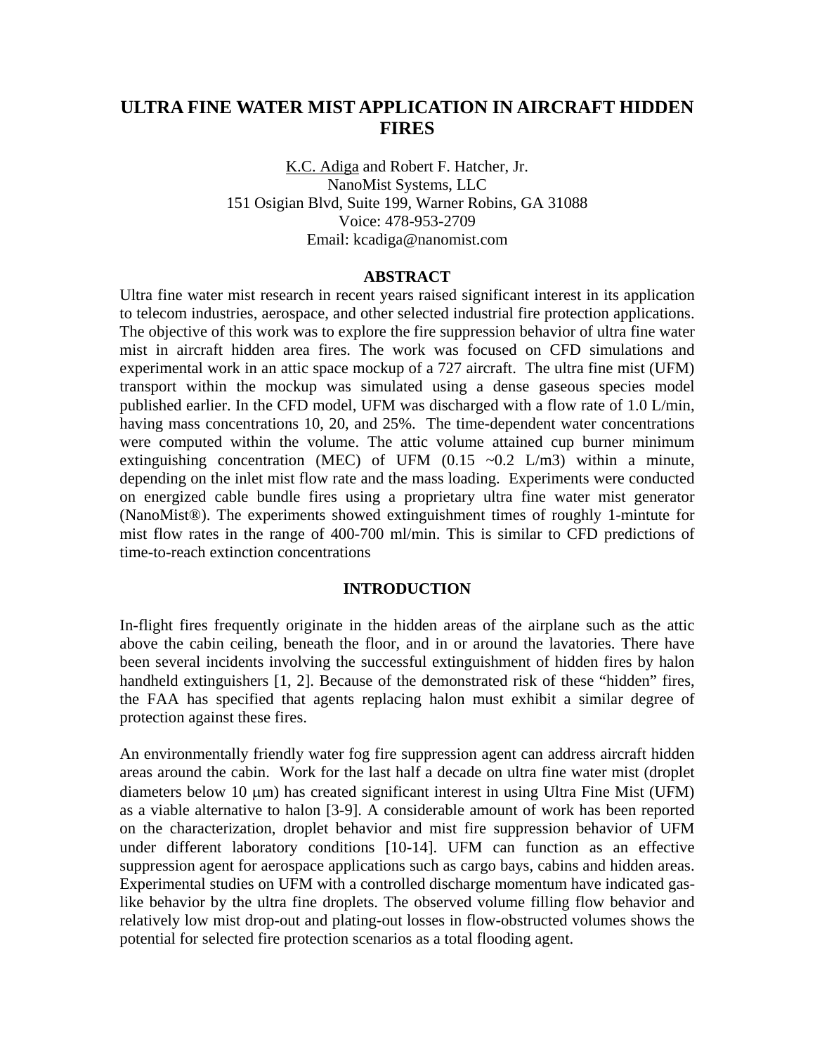# ULTRA FINE WATER MIST APPLICATION IN AIRCRAFT HIDDEN FIRES

K.C. Adiga and Robert F. Hatcher, Jr.
NanoMist Systems, LLC
151 Osigian Blvd, Suite 199, Warner Robins, GA 31088
Voice: 478-953-2709
Email: kcadiga@nanomist.com

## ABSTRACT

Ultra fine water mist research in recent years raised significant interest in its application to telecom industries, aerospace, and other selected industrial fire protection applications. The objective of this work was to explore the fire suppression behavior of ultra fine water mist in aircraft hidden area fires. The work was focused on CFD simulations and experimental work in an attic space mockup of a 727 aircraft. The ultra fine mist (UFM) transport within the mockup was simulated using a dense gaseous species model published earlier. In the CFD model, UFM was discharged with a flow rate of 1.0 L/min, having mass concentrations 10, 20, and 25%. The time-dependent water concentrations were computed within the volume. The attic volume attained cup burner minimum extinguishing concentration (MEC) of UFM (0.15 ~0.2 L/m3) within a minute, depending on the inlet mist flow rate and the mass loading. Experiments were conducted on energized cable bundle fires using a proprietary ultra fine water mist generator (NanoMist®). The experiments showed extinguishment times of roughly 1-mintute for mist flow rates in the range of 400-700 ml/min. This is similar to CFD predictions of time-to-reach extinction concentrations

## INTRODUCTION

In-flight fires frequently originate in the hidden areas of the airplane such as the attic above the cabin ceiling, beneath the floor, and in or around the lavatories. There have been several incidents involving the successful extinguishment of hidden fires by halon handheld extinguishers [1, 2]. Because of the demonstrated risk of these "hidden" fires, the FAA has specified that agents replacing halon must exhibit a similar degree of protection against these fires.

An environmentally friendly water fog fire suppression agent can address aircraft hidden areas around the cabin. Work for the last half a decade on ultra fine water mist (droplet diameters below 10 μm) has created significant interest in using Ultra Fine Mist (UFM) as a viable alternative to halon [3-9]. A considerable amount of work has been reported on the characterization, droplet behavior and mist fire suppression behavior of UFM under different laboratory conditions [10-14]. UFM can function as an effective suppression agent for aerospace applications such as cargo bays, cabins and hidden areas. Experimental studies on UFM with a controlled discharge momentum have indicated gas-like behavior by the ultra fine droplets. The observed volume filling flow behavior and relatively low mist drop-out and plating-out losses in flow-obstructed volumes shows the potential for selected fire protection scenarios as a total flooding agent.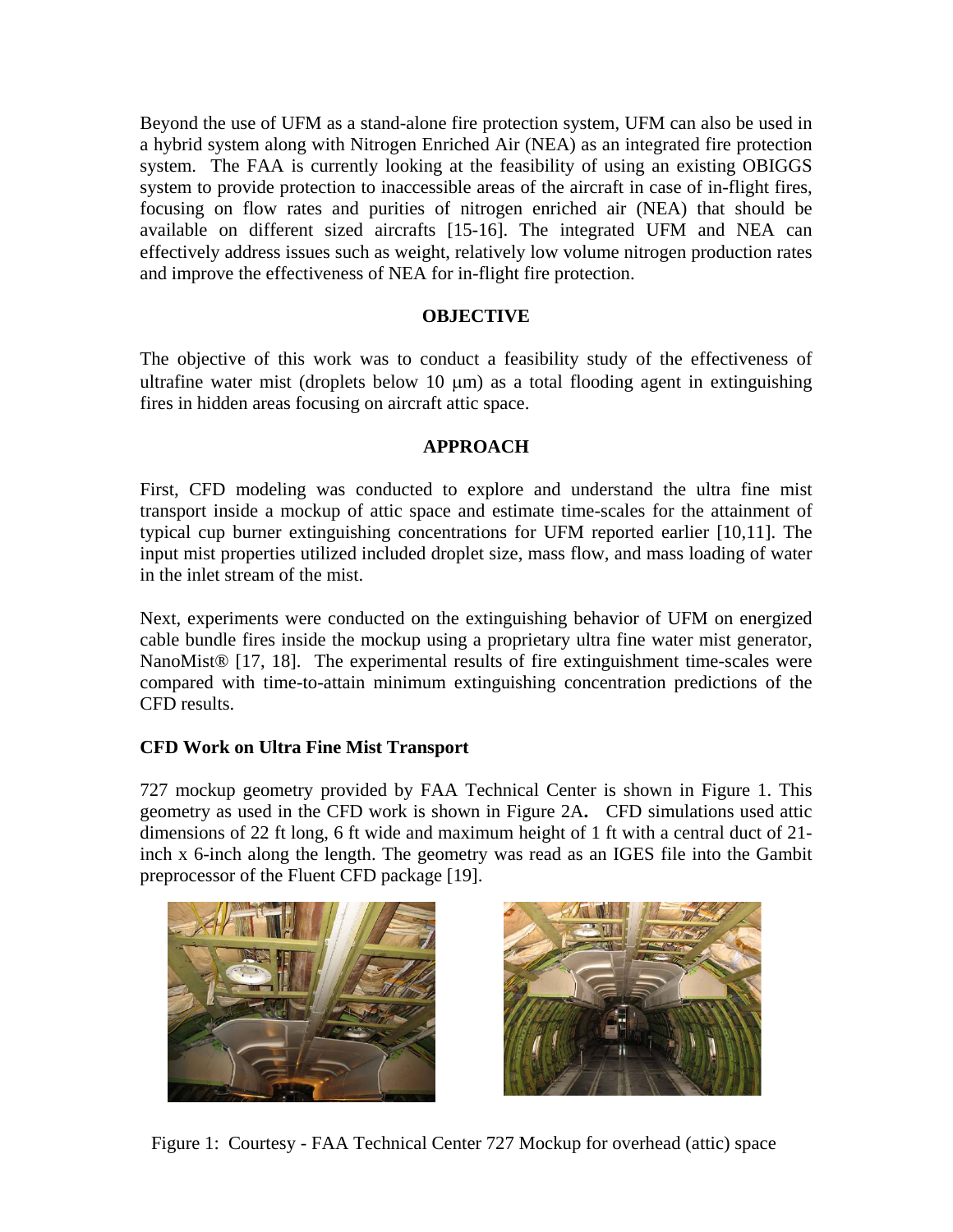Beyond the use of UFM as a stand-alone fire protection system, UFM can also be used in a hybrid system along with Nitrogen Enriched Air (NEA) as an integrated fire protection system. The FAA is currently looking at the feasibility of using an existing OBIGGS system to provide protection to inaccessible areas of the aircraft in case of in-flight fires, focusing on flow rates and purities of nitrogen enriched air (NEA) that should be available on different sized aircrafts [15-16]. The integrated UFM and NEA can effectively address issues such as weight, relatively low volume nitrogen production rates and improve the effectiveness of NEA for in-flight fire protection.

## OBJECTIVE

The objective of this work was to conduct a feasibility study of the effectiveness of ultrafine water mist (droplets below 10 μm) as a total flooding agent in extinguishing fires in hidden areas focusing on aircraft attic space.

## APPROACH

First, CFD modeling was conducted to explore and understand the ultra fine mist transport inside a mockup of attic space and estimate time-scales for the attainment of typical cup burner extinguishing concentrations for UFM reported earlier [10,11]. The input mist properties utilized included droplet size, mass flow, and mass loading of water in the inlet stream of the mist.

Next, experiments were conducted on the extinguishing behavior of UFM on energized cable bundle fires inside the mockup using a proprietary ultra fine water mist generator, NanoMist® [17, 18]. The experimental results of fire extinguishment time-scales were compared with time-to-attain minimum extinguishing concentration predictions of the CFD results.

### CFD Work on Ultra Fine Mist Transport

727 mockup geometry provided by FAA Technical Center is shown in Figure 1. This geometry as used in the CFD work is shown in Figure 2A. CFD simulations used attic dimensions of 22 ft long, 6 ft wide and maximum height of 1 ft with a central duct of 21-inch x 6-inch along the length. The geometry was read as an IGES file into the Gambit preprocessor of the Fluent CFD package [19].

Figure 1: Courtesy - FAA Technical Center 727 Mockup for overhead (attic) space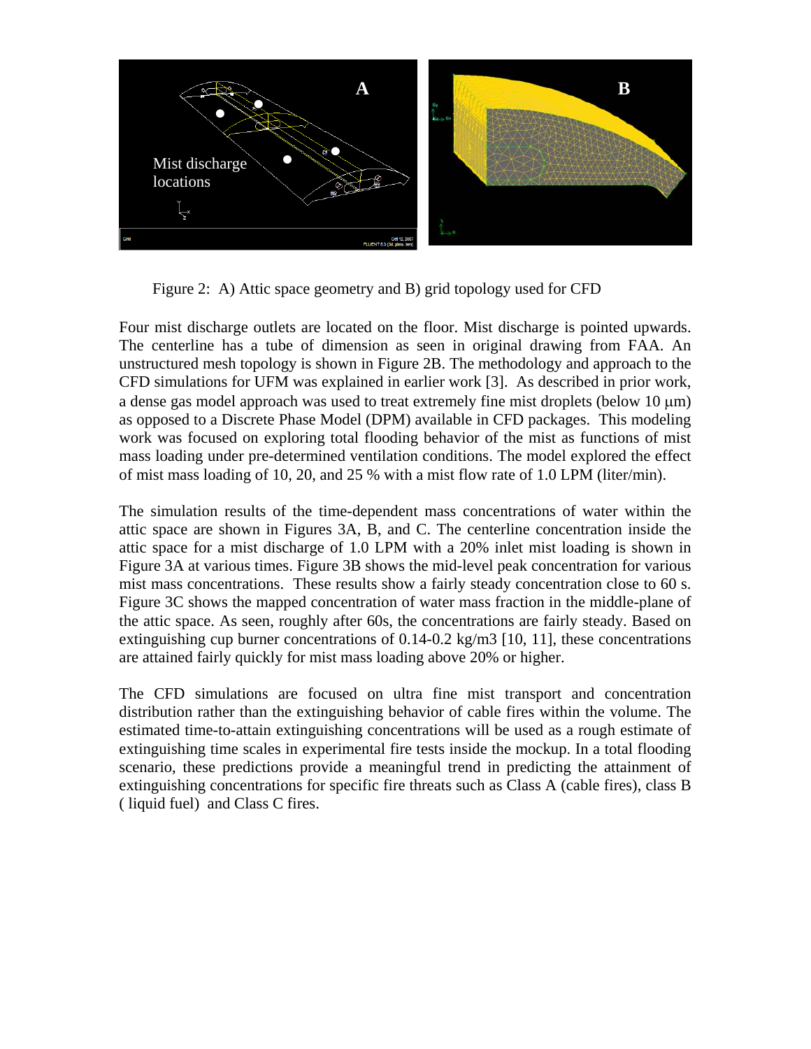Figure 2: A) Attic space geometry and B) grid topology used for CFD

Four mist discharge outlets are located on the floor. Mist discharge is pointed upwards. The centerline has a tube of dimension as seen in original drawing from FAA. An unstructured mesh topology is shown in Figure 2B. The methodology and approach to the CFD simulations for UFM was explained in earlier work [3]. As described in prior work, a dense gas model approach was used to treat extremely fine mist droplets (below 10 μm) as opposed to a Discrete Phase Model (DPM) available in CFD packages. This modeling work was focused on exploring total flooding behavior of the mist as functions of mist mass loading under pre-determined ventilation conditions. The model explored the effect of mist mass loading of 10, 20, and 25 % with a mist flow rate of 1.0 LPM (liter/min).

The simulation results of the time-dependent mass concentrations of water within the attic space are shown in Figures 3A, B, and C. The centerline concentration inside the attic space for a mist discharge of 1.0 LPM with a 20% inlet mist loading is shown in Figure 3A at various times. Figure 3B shows the mid-level peak concentration for various mist mass concentrations. These results show a fairly steady concentration close to 60 s. Figure 3C shows the mapped concentration of water mass fraction in the middle-plane of the attic space. As seen, roughly after 60s, the concentrations are fairly steady. Based on extinguishing cup burner concentrations of 0.14-0.2 kg/m3 [10, 11], these concentrations are attained fairly quickly for mist mass loading above 20% or higher.

The CFD simulations are focused on ultra fine mist transport and concentration distribution rather than the extinguishing behavior of cable fires within the volume. The estimated time-to-attain extinguishing concentrations will be used as a rough estimate of extinguishing time scales in experimental fire tests inside the mockup. In a total flooding scenario, these predictions provide a meaningful trend in predicting the attainment of extinguishing concentrations for specific fire threats such as Class A (cable fires), class B ( liquid fuel) and Class C fires.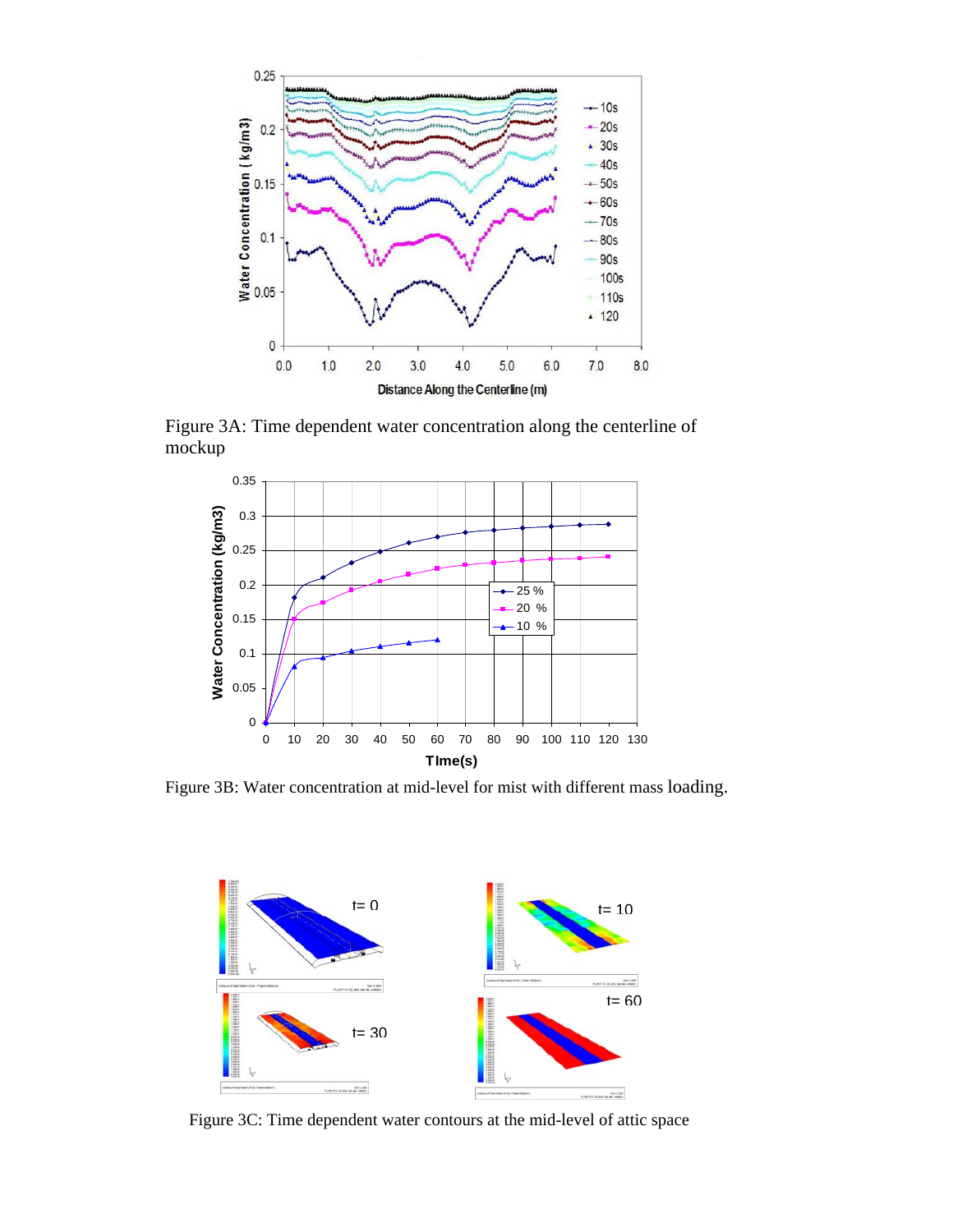Figure 3A: Time dependent water concentration along the centerline of mockup

Figure 3B: Water concentration at mid-level for mist with different mass loading.

Figure 3C: Time dependent water contours at the mid-level of attic space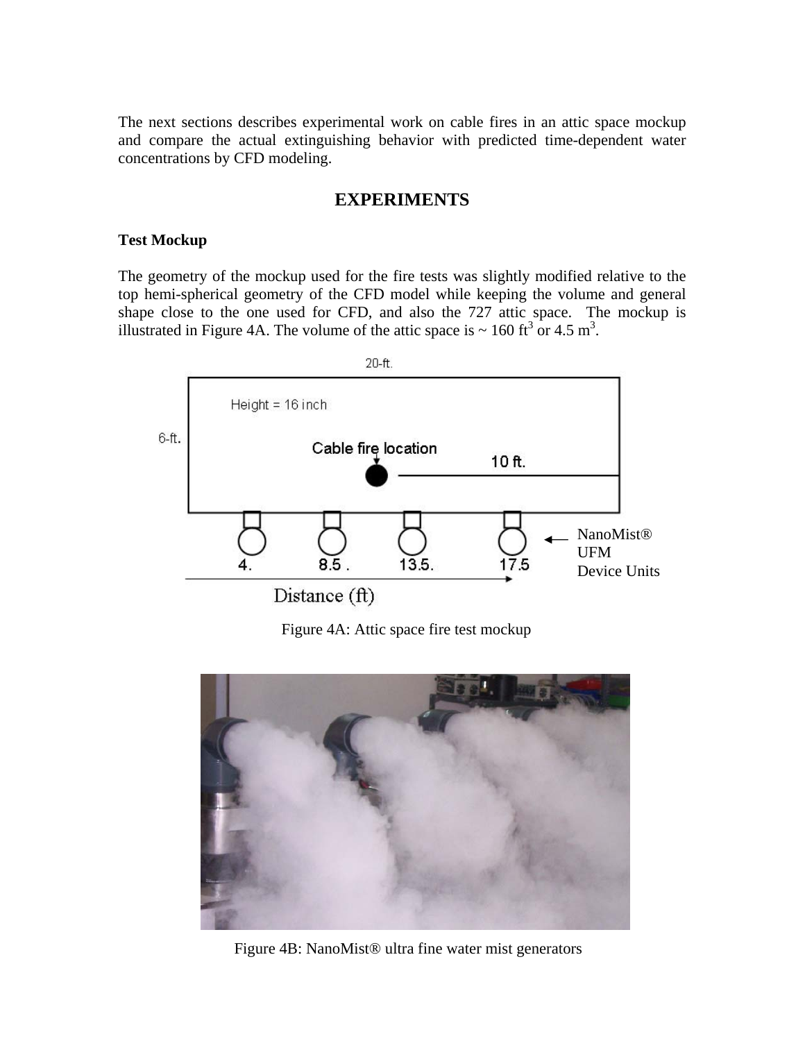The next sections describes experimental work on cable fires in an attic space mockup and compare the actual extinguishing behavior with predicted time-dependent water concentrations by CFD modeling.

## EXPERIMENTS

### Test Mockup

The geometry of the mockup used for the fire tests was slightly modified relative to the top hemi-spherical geometry of the CFD model while keeping the volume and general shape close to the one used for CFD, and also the 727 attic space. The mockup is illustrated in Figure 4A. The volume of the attic space is ~ 160 $ft^3$ or 4.5 $m^3$.

Figure 4A: Attic space fire test mockup

Figure 4B: NanoMist® ultra fine water mist generators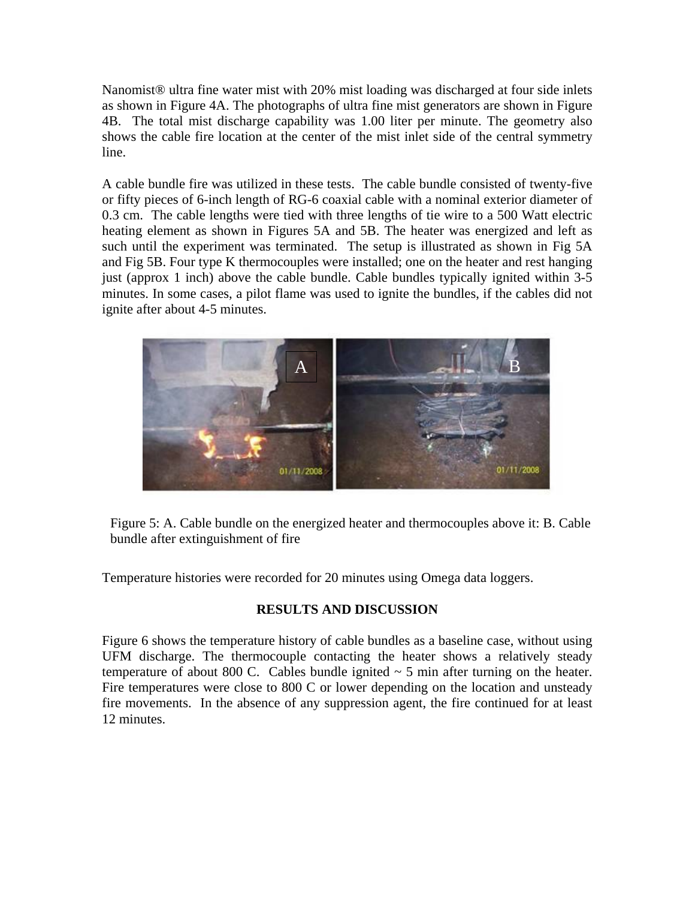Nanomist® ultra fine water mist with 20% mist loading was discharged at four side inlets as shown in Figure 4A. The photographs of ultra fine mist generators are shown in Figure 4B. The total mist discharge capability was 1.00 liter per minute. The geometry also shows the cable fire location at the center of the mist inlet side of the central symmetry line.

A cable bundle fire was utilized in these tests. The cable bundle consisted of twenty-five or fifty pieces of 6-inch length of RG-6 coaxial cable with a nominal exterior diameter of 0.3 cm. The cable lengths were tied with three lengths of tie wire to a 500 Watt electric heating element as shown in Figures 5A and 5B. The heater was energized and left as such until the experiment was terminated. The setup is illustrated as shown in Fig 5A and Fig 5B. Four type K thermocouples were installed; one on the heater and rest hanging just (approx 1 inch) above the cable bundle. Cable bundles typically ignited within 3-5 minutes. In some cases, a pilot flame was used to ignite the bundles, if the cables did not ignite after about 4-5 minutes.

Figure 5: A. Cable bundle on the energized heater and thermocouples above it: B. Cable bundle after extinguishment of fire

Temperature histories were recorded for 20 minutes using Omega data loggers.

## RESULTS AND DISCUSSION

Figure 6 shows the temperature history of cable bundles as a baseline case, without using UFM discharge. The thermocouple contacting the heater shows a relatively steady temperature of about 800 C. Cables bundle ignited ~ 5 min after turning on the heater. Fire temperatures were close to 800 C or lower depending on the location and unsteady fire movements. In the absence of any suppression agent, the fire continued for at least 12 minutes.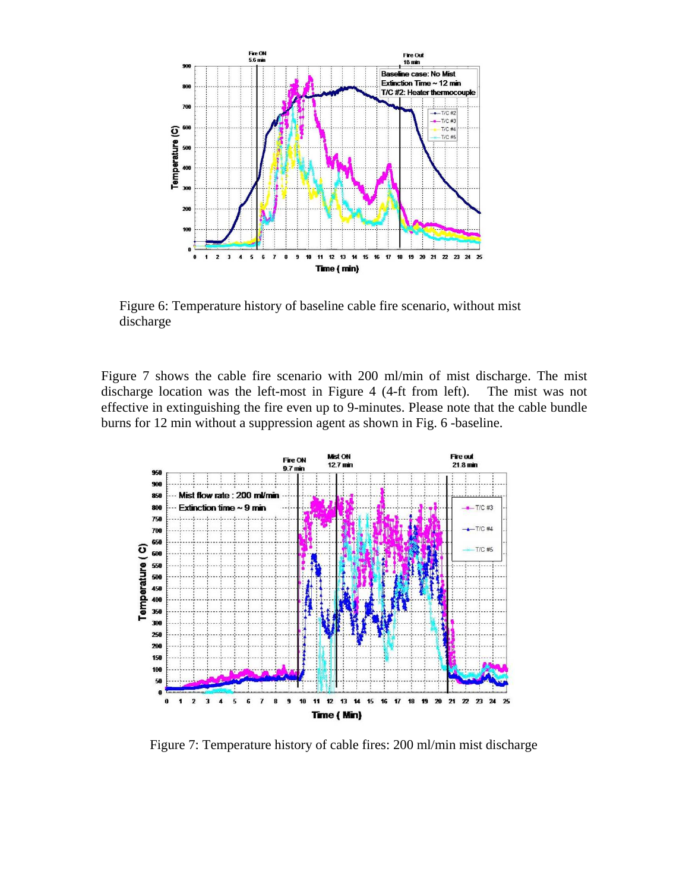Figure 6: Temperature history of baseline cable fire scenario, without mist discharge

Figure 7 shows the cable fire scenario with 200 ml/min of mist discharge. The mist discharge location was the left-most in Figure 4 (4-ft from left). The mist was not effective in extinguishing the fire even up to 9-minutes. Please note that the cable bundle burns for 12 min without a suppression agent as shown in Fig. 6 -baseline.

Figure 7: Temperature history of cable fires: 200 ml/min mist discharge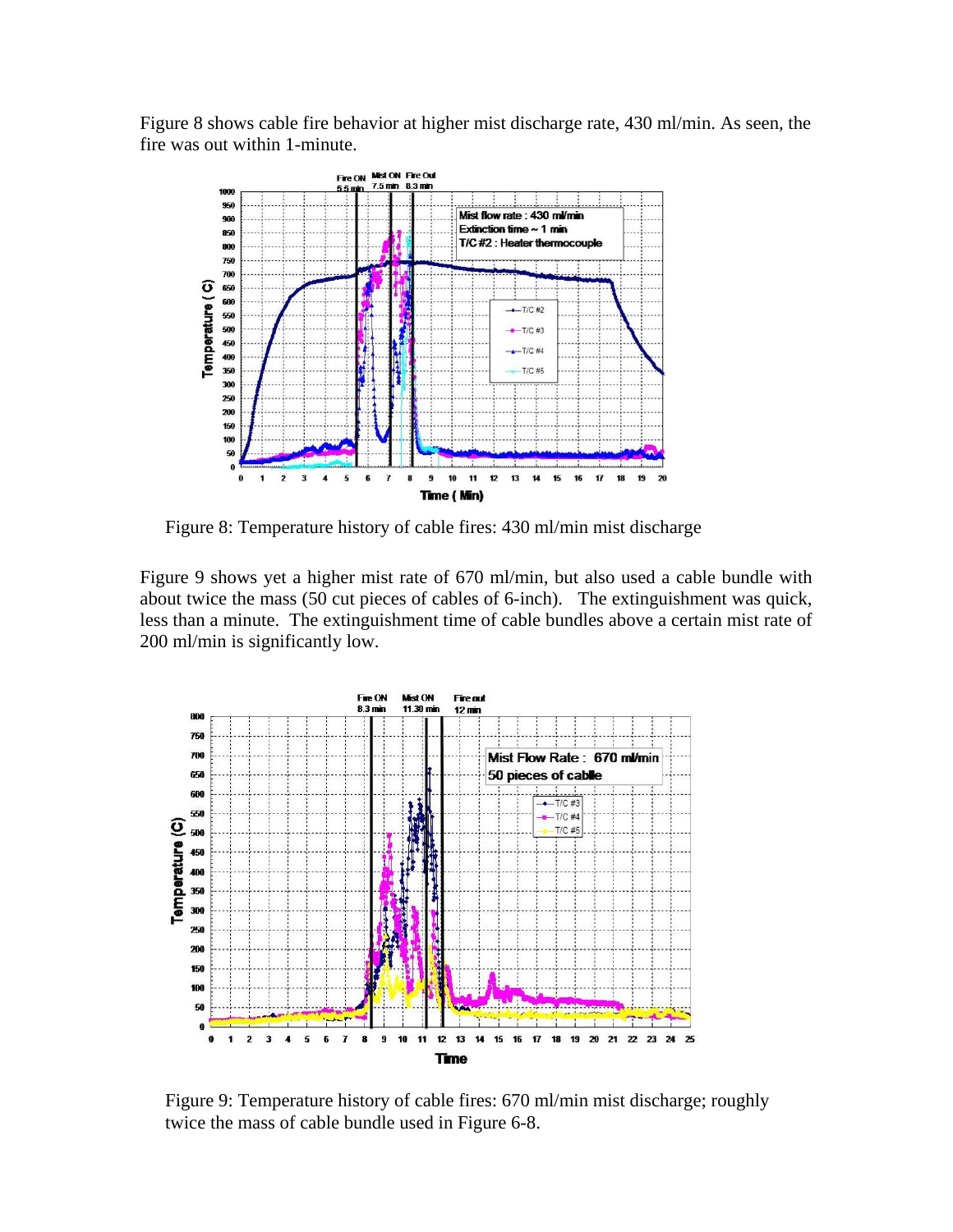Figure 8 shows cable fire behavior at higher mist discharge rate, 430 ml/min. As seen, the fire was out within 1-minute.

Figure 8: Temperature history of cable fires: 430 ml/min mist discharge

Figure 9 shows yet a higher mist rate of 670 ml/min, but also used a cable bundle with about twice the mass (50 cut pieces of cables of 6-inch). The extinguishment was quick, less than a minute. The extinguishment time of cable bundles above a certain mist rate of 200 ml/min is significantly low.

Figure 9: Temperature history of cable fires: 670 ml/min mist discharge; roughly twice the mass of cable bundle used in Figure 6-8.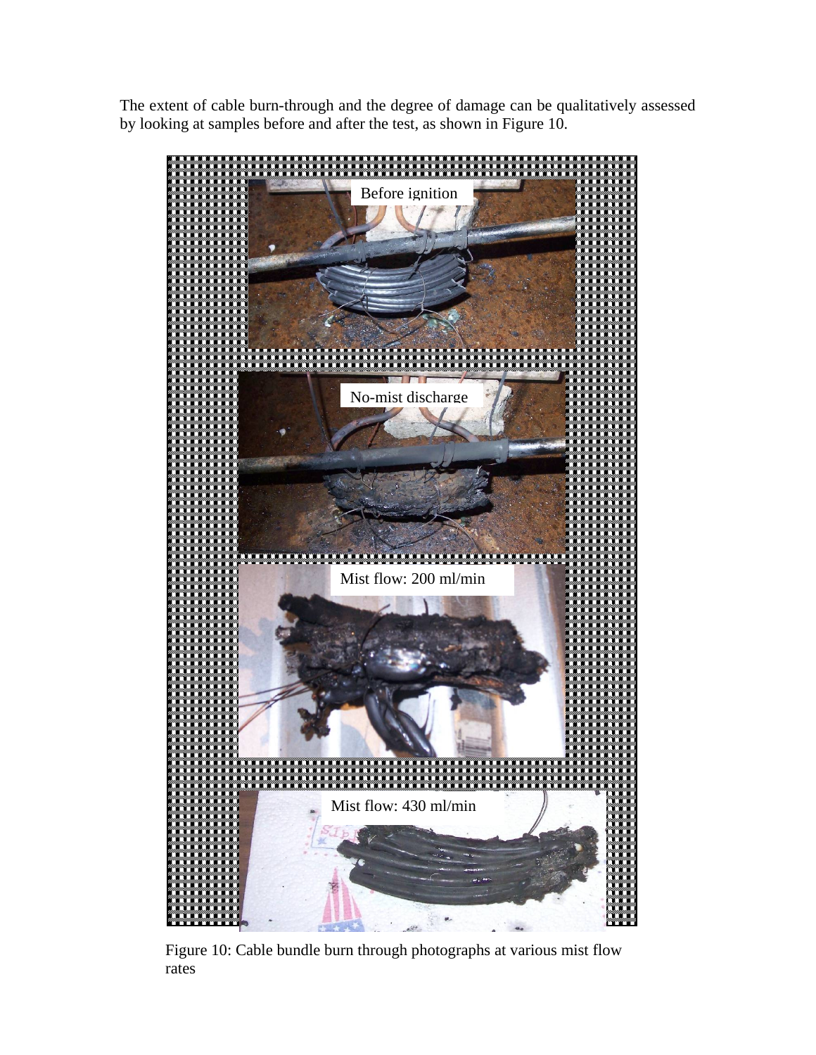The extent of cable burn-through and the degree of damage can be qualitatively assessed by looking at samples before and after the test, as shown in Figure 10.

Figure 10: Cable bundle burn through photographs at various mist flow rates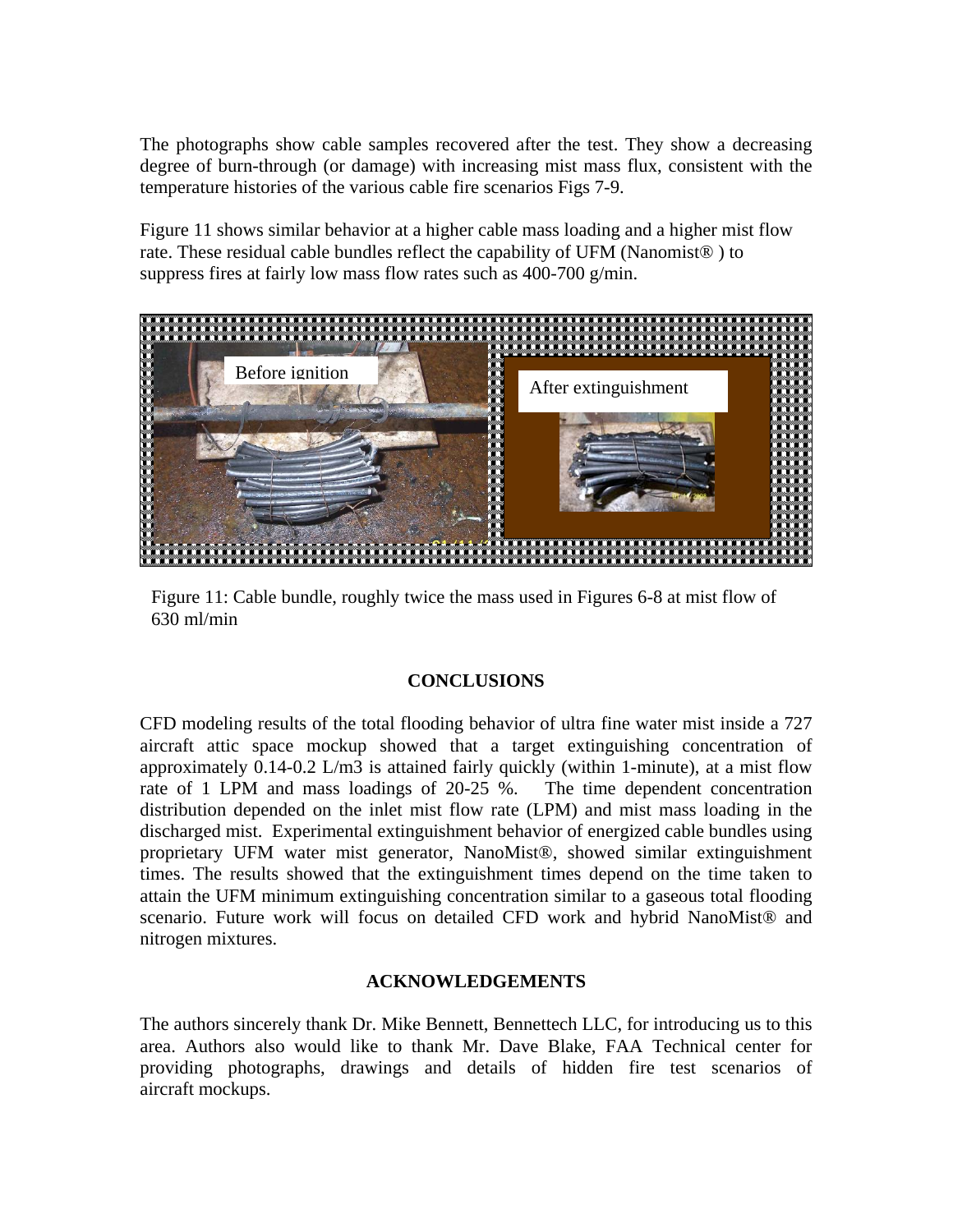The photographs show cable samples recovered after the test. They show a decreasing degree of burn-through (or damage) with increasing mist mass flux, consistent with the temperature histories of the various cable fire scenarios Figs 7-9.

Figure 11 shows similar behavior at a higher cable mass loading and a higher mist flow rate. These residual cable bundles reflect the capability of UFM (Nanomist® ) to suppress fires at fairly low mass flow rates such as 400-700 g/min.

Before ignition

After extinguishment

Figure 11: Cable bundle, roughly twice the mass used in Figures 6-8 at mist flow of 630 ml/min

## CONCLUSIONS

CFD modeling results of the total flooding behavior of ultra fine water mist inside a 727 aircraft attic space mockup showed that a target extinguishing concentration of approximately 0.14-0.2 L/m3 is attained fairly quickly (within 1-minute), at a mist flow rate of 1 LPM and mass loadings of 20-25 %. The time dependent concentration distribution depended on the inlet mist flow rate (LPM) and mist mass loading in the discharged mist. Experimental extinguishment behavior of energized cable bundles using proprietary UFM water mist generator, NanoMist®, showed similar extinguishment times. The results showed that the extinguishment times depend on the time taken to attain the UFM minimum extinguishing concentration similar to a gaseous total flooding scenario. Future work will focus on detailed CFD work and hybrid NanoMist® and nitrogen mixtures.

## ACKNOWLEDGEMENTS

The authors sincerely thank Dr. Mike Bennett, Bennettech LLC, for introducing us to this area. Authors also would like to thank Mr. Dave Blake, FAA Technical center for providing photographs, drawings and details of hidden fire test scenarios of aircraft mockups.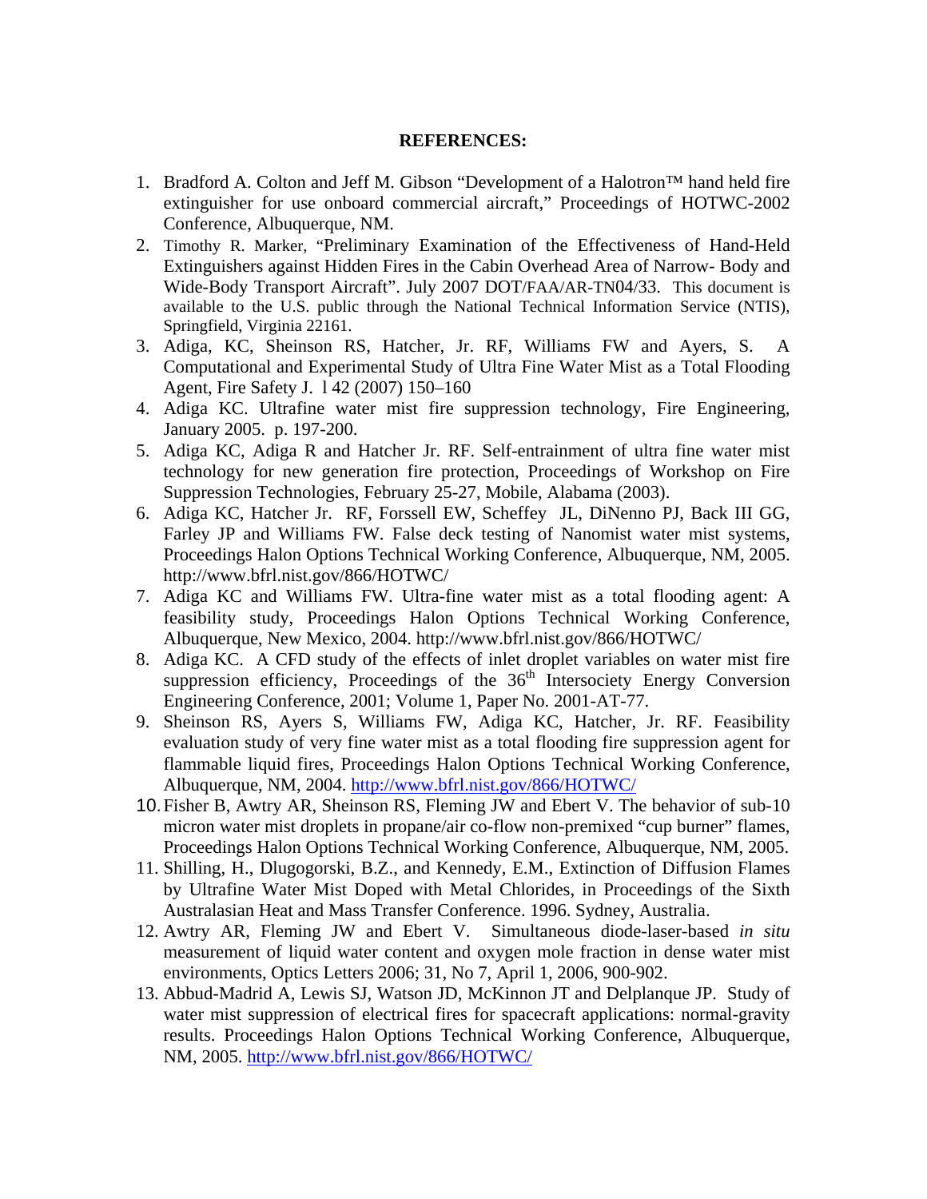**REFERENCES:**

1. Bradford A. Colton and Jeff M. Gibson "Development of a Halotron™ hand held fire extinguisher for use onboard commercial aircraft," Proceedings of HOTWC-2002 Conference, Albuquerque, NM.
2. Timothy R. Marker, "Preliminary Examination of the Effectiveness of Hand-Held Extinguishers against Hidden Fires in the Cabin Overhead Area of Narrow- Body and Wide-Body Transport Aircraft". July 2007 DOT/FAA/AR-TN04/33. This document is available to the U.S. public through the National Technical Information Service (NTIS), Springfield, Virginia 22161.
3. Adiga, KC, Sheinson RS, Hatcher, Jr. RF, Williams FW and Ayers, S. A Computational and Experimental Study of Ultra Fine Water Mist as a Total Flooding Agent, Fire Safety J. l 42 (2007) 150–160
4. Adiga KC. Ultrafine water mist fire suppression technology, Fire Engineering, January 2005. p. 197-200.
5. Adiga KC, Adiga R and Hatcher Jr. RF. Self-entrainment of ultra fine water mist technology for new generation fire protection, Proceedings of Workshop on Fire Suppression Technologies, February 25-27, Mobile, Alabama (2003).
6. Adiga KC, Hatcher Jr. RF, Forssell EW, Scheffey JL, DiNenno PJ, Back III GG, Farley JP and Williams FW. False deck testing of Nanomist water mist systems, Proceedings Halon Options Technical Working Conference, Albuquerque, NM, 2005. http://www.bfrl.nist.gov/866/HOTWC/
7. Adiga KC and Williams FW. Ultra-fine water mist as a total flooding agent: A feasibility study, Proceedings Halon Options Technical Working Conference, Albuquerque, New Mexico, 2004. http://www.bfrl.nist.gov/866/HOTWC/
8. Adiga KC. A CFD study of the effects of inlet droplet variables on water mist fire suppression efficiency, Proceedings of the 36th Intersociety Energy Conversion Engineering Conference, 2001; Volume 1, Paper No. 2001-AT-77.
9. Sheinson RS, Ayers S, Williams FW, Adiga KC, Hatcher, Jr. RF. Feasibility evaluation study of very fine water mist as a total flooding fire suppression agent for flammable liquid fires, Proceedings Halon Options Technical Working Conference, Albuquerque, NM, 2004. http://www.bfrl.nist.gov/866/HOTWC/
10. Fisher B, Awtry AR, Sheinson RS, Fleming JW and Ebert V. The behavior of sub-10 micron water mist droplets in propane/air co-flow non-premixed "cup burner" flames, Proceedings Halon Options Technical Working Conference, Albuquerque, NM, 2005.
11. Shilling, H., Dlugogorski, B.Z., and Kennedy, E.M., Extinction of Diffusion Flames by Ultrafine Water Mist Doped with Metal Chlorides, in Proceedings of the Sixth Australasian Heat and Mass Transfer Conference. 1996. Sydney, Australia.
12. Awtry AR, Fleming JW and Ebert V. Simultaneous diode-laser-based *in situ* measurement of liquid water content and oxygen mole fraction in dense water mist environments, Optics Letters 2006; 31, No 7, April 1, 2006, 900-902.
13. Abbud-Madrid A, Lewis SJ, Watson JD, McKinnon JT and Delplanque JP. Study of water mist suppression of electrical fires for spacecraft applications: normal-gravity results. Proceedings Halon Options Technical Working Conference, Albuquerque, NM, 2005. http://www.bfrl.nist.gov/866/HOTWC/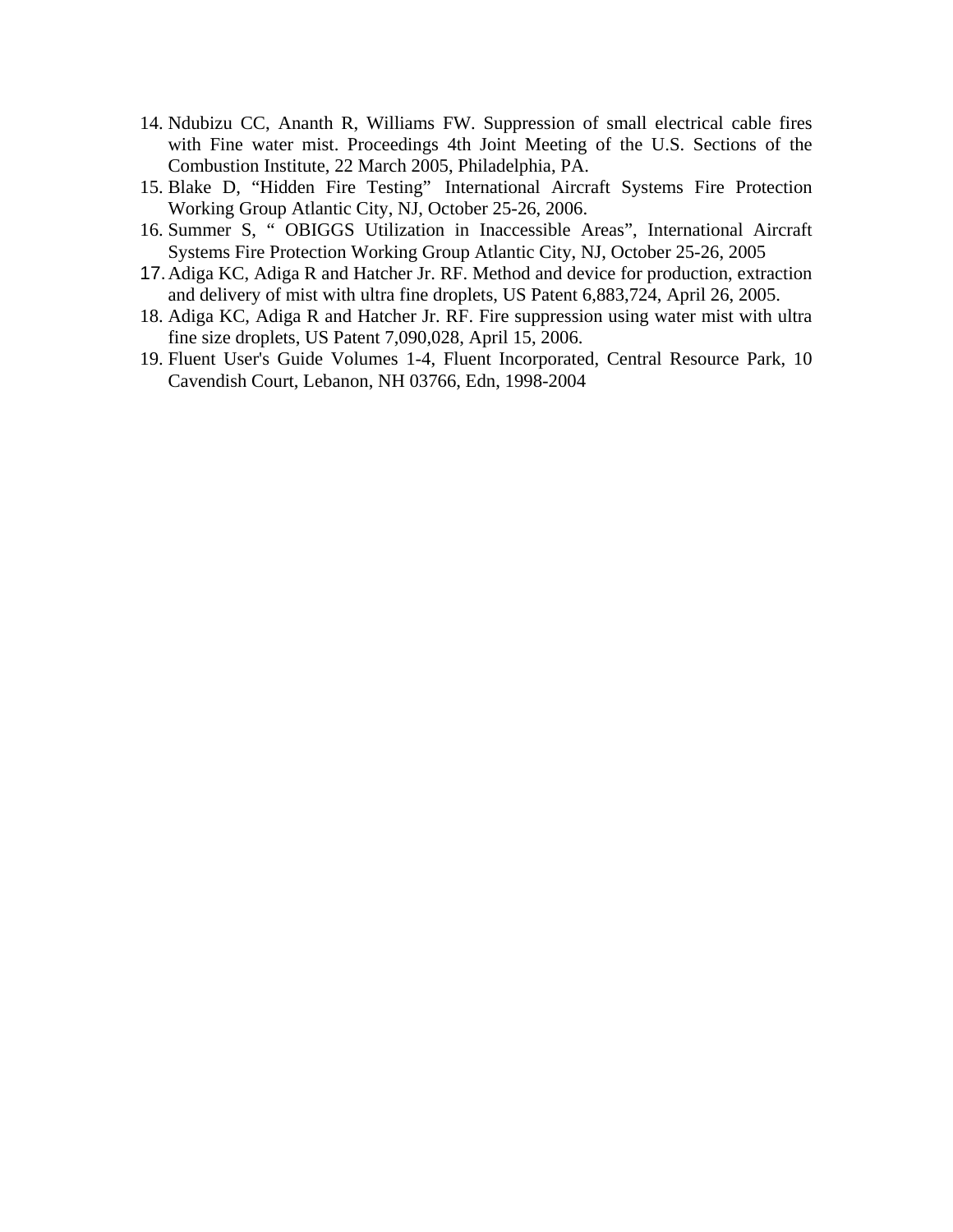14. Ndubizu CC, Ananth R, Williams FW. Suppression of small electrical cable fires with Fine water mist. Proceedings 4th Joint Meeting of the U.S. Sections of the Combustion Institute, 22 March 2005, Philadelphia, PA.
15. Blake D, "Hidden Fire Testing" International Aircraft Systems Fire Protection Working Group Atlantic City, NJ, October 25-26, 2006.
16. Summer S, " OBIGGS Utilization in Inaccessible Areas", International Aircraft Systems Fire Protection Working Group Atlantic City, NJ, October 25-26, 2005
17. Adiga KC, Adiga R and Hatcher Jr. RF. Method and device for production, extraction and delivery of mist with ultra fine droplets, US Patent 6,883,724, April 26, 2005.
18. Adiga KC, Adiga R and Hatcher Jr. RF. Fire suppression using water mist with ultra fine size droplets, US Patent 7,090,028, April 15, 2006.
19. Fluent User's Guide Volumes 1-4, Fluent Incorporated, Central Resource Park, 10 Cavendish Court, Lebanon, NH 03766, Edn, 1998-2004